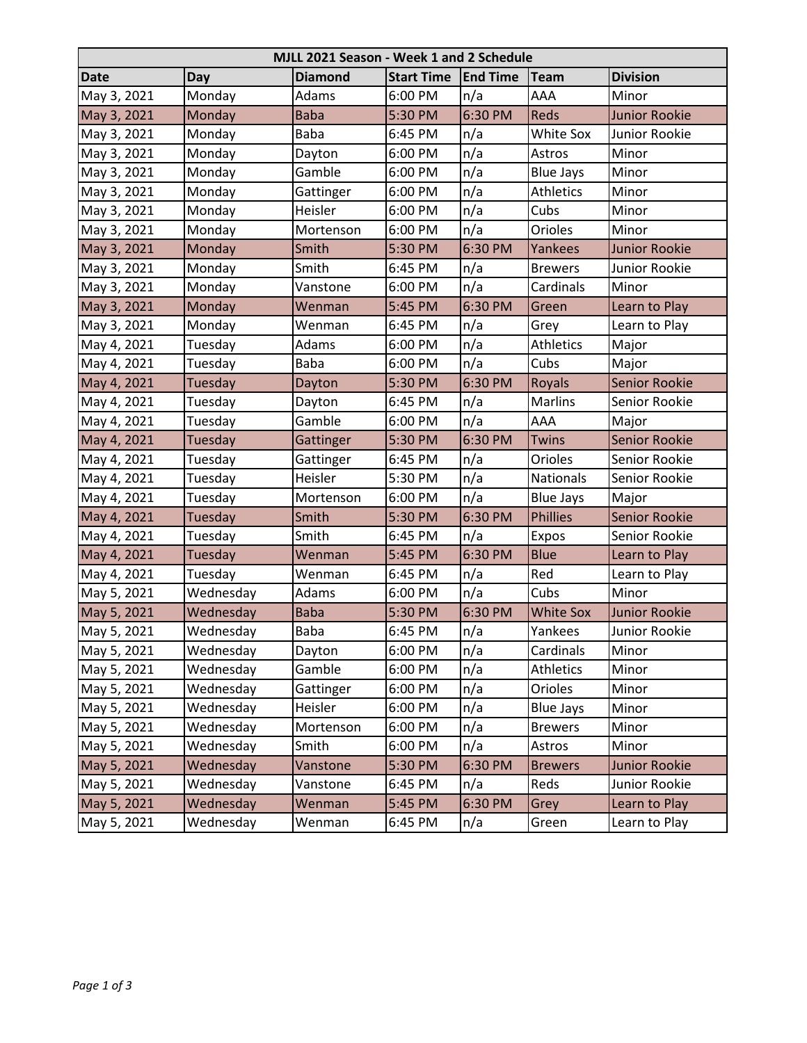| MJLL 2021 Season - Week 1 and 2 Schedule | | | | | | |
|---|---|---|---|---|---|---|
| **Date** | **Day** | **Diamond** | **Start Time** | **End Time** | **Team** | **Division** |
| May 3, 2021 | Monday | Adams | 6:00 PM | n/a | AAA | Minor |
| May 3, 2021 | Monday | Baba | 5:30 PM | 6:30 PM | Reds | Junior Rookie |
| May 3, 2021 | Monday | Baba | 6:45 PM | n/a | White Sox | Junior Rookie |
| May 3, 2021 | Monday | Dayton | 6:00 PM | n/a | Astros | Minor |
| May 3, 2021 | Monday | Gamble | 6:00 PM | n/a | Blue Jays | Minor |
| May 3, 2021 | Monday | Gattinger | 6:00 PM | n/a | Athletics | Minor |
| May 3, 2021 | Monday | Heisler | 6:00 PM | n/a | Cubs | Minor |
| May 3, 2021 | Monday | Mortenson | 6:00 PM | n/a | Orioles | Minor |
| May 3, 2021 | Monday | Smith | 5:30 PM | 6:30 PM | Yankees | Junior Rookie |
| May 3, 2021 | Monday | Smith | 6:45 PM | n/a | Brewers | Junior Rookie |
| May 3, 2021 | Monday | Vanstone | 6:00 PM | n/a | Cardinals | Minor |
| May 3, 2021 | Monday | Wenman | 5:45 PM | 6:30 PM | Green | Learn to Play |
| May 3, 2021 | Monday | Wenman | 6:45 PM | n/a | Grey | Learn to Play |
| May 4, 2021 | Tuesday | Adams | 6:00 PM | n/a | Athletics | Major |
| May 4, 2021 | Tuesday | Baba | 6:00 PM | n/a | Cubs | Major |
| May 4, 2021 | Tuesday | Dayton | 5:30 PM | 6:30 PM | Royals | Senior Rookie |
| May 4, 2021 | Tuesday | Dayton | 6:45 PM | n/a | Marlins | Senior Rookie |
| May 4, 2021 | Tuesday | Gamble | 6:00 PM | n/a | AAA | Major |
| May 4, 2021 | Tuesday | Gattinger | 5:30 PM | 6:30 PM | Twins | Senior Rookie |
| May 4, 2021 | Tuesday | Gattinger | 6:45 PM | n/a | Orioles | Senior Rookie |
| May 4, 2021 | Tuesday | Heisler | 5:30 PM | n/a | Nationals | Senior Rookie |
| May 4, 2021 | Tuesday | Mortenson | 6:00 PM | n/a | Blue Jays | Major |
| May 4, 2021 | Tuesday | Smith | 5:30 PM | 6:30 PM | Phillies | Senior Rookie |
| May 4, 2021 | Tuesday | Smith | 6:45 PM | n/a | Expos | Senior Rookie |
| May 4, 2021 | Tuesday | Wenman | 5:45 PM | 6:30 PM | Blue | Learn to Play |
| May 4, 2021 | Tuesday | Wenman | 6:45 PM | n/a | Red | Learn to Play |
| May 5, 2021 | Wednesday | Adams | 6:00 PM | n/a | Cubs | Minor |
| May 5, 2021 | Wednesday | Baba | 5:30 PM | 6:30 PM | White Sox | Junior Rookie |
| May 5, 2021 | Wednesday | Baba | 6:45 PM | n/a | Yankees | Junior Rookie |
| May 5, 2021 | Wednesday | Dayton | 6:00 PM | n/a | Cardinals | Minor |
| May 5, 2021 | Wednesday | Gamble | 6:00 PM | n/a | Athletics | Minor |
| May 5, 2021 | Wednesday | Gattinger | 6:00 PM | n/a | Orioles | Minor |
| May 5, 2021 | Wednesday | Heisler | 6:00 PM | n/a | Blue Jays | Minor |
| May 5, 2021 | Wednesday | Mortenson | 6:00 PM | n/a | Brewers | Minor |
| May 5, 2021 | Wednesday | Smith | 6:00 PM | n/a | Astros | Minor |
| May 5, 2021 | Wednesday | Vanstone | 5:30 PM | 6:30 PM | Brewers | Junior Rookie |
| May 5, 2021 | Wednesday | Vanstone | 6:45 PM | n/a | Reds | Junior Rookie |
| May 5, 2021 | Wednesday | Wenman | 5:45 PM | 6:30 PM | Grey | Learn to Play |
| May 5, 2021 | Wednesday | Wenman | 6:45 PM | n/a | Green | Learn to Play |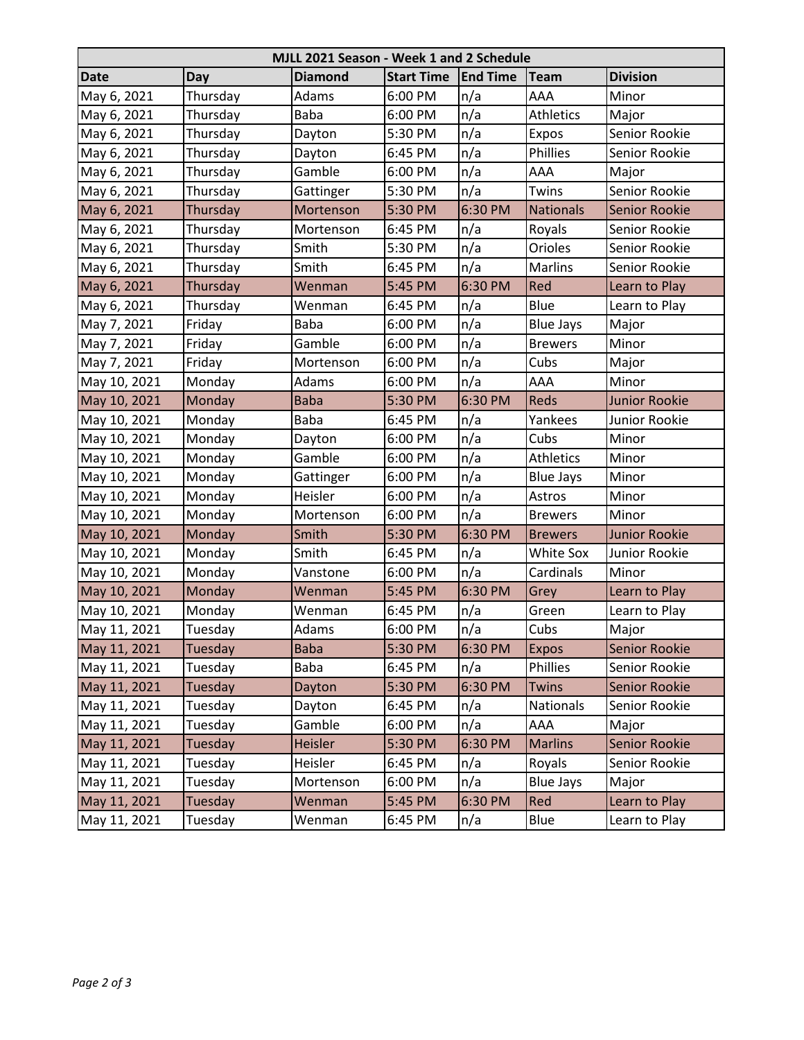| MJLL 2021 Season - Week 1 and 2 Schedule | | | | | | |
|---|---|---|---|---|---|---|
| **Date** | **Day** | **Diamond** | **Start Time** | **End Time** | **Team** | **Division** |
| May 6, 2021 | Thursday | Adams | 6:00 PM | n/a | AAA | Minor |
| May 6, 2021 | Thursday | Baba | 6:00 PM | n/a | Athletics | Major |
| May 6, 2021 | Thursday | Dayton | 5:30 PM | n/a | Expos | Senior Rookie |
| May 6, 2021 | Thursday | Dayton | 6:45 PM | n/a | Phillies | Senior Rookie |
| May 6, 2021 | Thursday | Gamble | 6:00 PM | n/a | AAA | Major |
| May 6, 2021 | Thursday | Gattinger | 5:30 PM | n/a | Twins | Senior Rookie |
| May 6, 2021 | Thursday | Mortenson | 5:30 PM | 6:30 PM | Nationals | Senior Rookie |
| May 6, 2021 | Thursday | Mortenson | 6:45 PM | n/a | Royals | Senior Rookie |
| May 6, 2021 | Thursday | Smith | 5:30 PM | n/a | Orioles | Senior Rookie |
| May 6, 2021 | Thursday | Smith | 6:45 PM | n/a | Marlins | Senior Rookie |
| May 6, 2021 | Thursday | Wenman | 5:45 PM | 6:30 PM | Red | Learn to Play |
| May 6, 2021 | Thursday | Wenman | 6:45 PM | n/a | Blue | Learn to Play |
| May 7, 2021 | Friday | Baba | 6:00 PM | n/a | Blue Jays | Major |
| May 7, 2021 | Friday | Gamble | 6:00 PM | n/a | Brewers | Minor |
| May 7, 2021 | Friday | Mortenson | 6:00 PM | n/a | Cubs | Major |
| May 10, 2021 | Monday | Adams | 6:00 PM | n/a | AAA | Minor |
| May 10, 2021 | Monday | Baba | 5:30 PM | 6:30 PM | Reds | Junior Rookie |
| May 10, 2021 | Monday | Baba | 6:45 PM | n/a | Yankees | Junior Rookie |
| May 10, 2021 | Monday | Dayton | 6:00 PM | n/a | Cubs | Minor |
| May 10, 2021 | Monday | Gamble | 6:00 PM | n/a | Athletics | Minor |
| May 10, 2021 | Monday | Gattinger | 6:00 PM | n/a | Blue Jays | Minor |
| May 10, 2021 | Monday | Heisler | 6:00 PM | n/a | Astros | Minor |
| May 10, 2021 | Monday | Mortenson | 6:00 PM | n/a | Brewers | Minor |
| May 10, 2021 | Monday | Smith | 5:30 PM | 6:30 PM | Brewers | Junior Rookie |
| May 10, 2021 | Monday | Smith | 6:45 PM | n/a | White Sox | Junior Rookie |
| May 10, 2021 | Monday | Vanstone | 6:00 PM | n/a | Cardinals | Minor |
| May 10, 2021 | Monday | Wenman | 5:45 PM | 6:30 PM | Grey | Learn to Play |
| May 10, 2021 | Monday | Wenman | 6:45 PM | n/a | Green | Learn to Play |
| May 11, 2021 | Tuesday | Adams | 6:00 PM | n/a | Cubs | Major |
| May 11, 2021 | Tuesday | Baba | 5:30 PM | 6:30 PM | Expos | Senior Rookie |
| May 11, 2021 | Tuesday | Baba | 6:45 PM | n/a | Phillies | Senior Rookie |
| May 11, 2021 | Tuesday | Dayton | 5:30 PM | 6:30 PM | Twins | Senior Rookie |
| May 11, 2021 | Tuesday | Dayton | 6:45 PM | n/a | Nationals | Senior Rookie |
| May 11, 2021 | Tuesday | Gamble | 6:00 PM | n/a | AAA | Major |
| May 11, 2021 | Tuesday | Heisler | 5:30 PM | 6:30 PM | Marlins | Senior Rookie |
| May 11, 2021 | Tuesday | Heisler | 6:45 PM | n/a | Royals | Senior Rookie |
| May 11, 2021 | Tuesday | Mortenson | 6:00 PM | n/a | Blue Jays | Major |
| May 11, 2021 | Tuesday | Wenman | 5:45 PM | 6:30 PM | Red | Learn to Play |
| May 11, 2021 | Tuesday | Wenman | 6:45 PM | n/a | Blue | Learn to Play |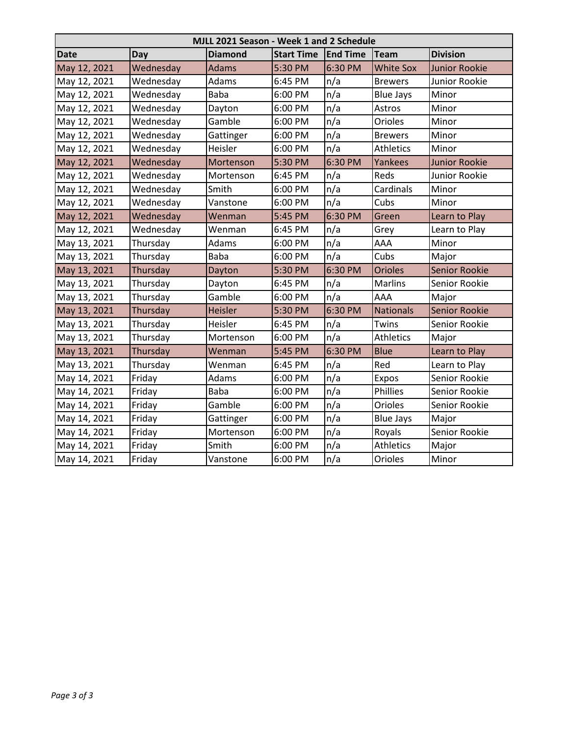| MJLL 2021 Season - Week 1 and 2 Schedule | | | | | | |
|---|---|---|---|---|---|---|
| **Date** | **Day** | **Diamond** | **Start Time** | **End Time** | **Team** | **Division** |
| May 12, 2021 | Wednesday | Adams | 5:30 PM | 6:30 PM | White Sox | Junior Rookie |
| May 12, 2021 | Wednesday | Adams | 6:45 PM | n/a | Brewers | Junior Rookie |
| May 12, 2021 | Wednesday | Baba | 6:00 PM | n/a | Blue Jays | Minor |
| May 12, 2021 | Wednesday | Dayton | 6:00 PM | n/a | Astros | Minor |
| May 12, 2021 | Wednesday | Gamble | 6:00 PM | n/a | Orioles | Minor |
| May 12, 2021 | Wednesday | Gattinger | 6:00 PM | n/a | Brewers | Minor |
| May 12, 2021 | Wednesday | Heisler | 6:00 PM | n/a | Athletics | Minor |
| May 12, 2021 | Wednesday | Mortenson | 5:30 PM | 6:30 PM | Yankees | Junior Rookie |
| May 12, 2021 | Wednesday | Mortenson | 6:45 PM | n/a | Reds | Junior Rookie |
| May 12, 2021 | Wednesday | Smith | 6:00 PM | n/a | Cardinals | Minor |
| May 12, 2021 | Wednesday | Vanstone | 6:00 PM | n/a | Cubs | Minor |
| May 12, 2021 | Wednesday | Wenman | 5:45 PM | 6:30 PM | Green | Learn to Play |
| May 12, 2021 | Wednesday | Wenman | 6:45 PM | n/a | Grey | Learn to Play |
| May 13, 2021 | Thursday | Adams | 6:00 PM | n/a | AAA | Minor |
| May 13, 2021 | Thursday | Baba | 6:00 PM | n/a | Cubs | Major |
| May 13, 2021 | Thursday | Dayton | 5:30 PM | 6:30 PM | Orioles | Senior Rookie |
| May 13, 2021 | Thursday | Dayton | 6:45 PM | n/a | Marlins | Senior Rookie |
| May 13, 2021 | Thursday | Gamble | 6:00 PM | n/a | AAA | Major |
| May 13, 2021 | Thursday | Heisler | 5:30 PM | 6:30 PM | Nationals | Senior Rookie |
| May 13, 2021 | Thursday | Heisler | 6:45 PM | n/a | Twins | Senior Rookie |
| May 13, 2021 | Thursday | Mortenson | 6:00 PM | n/a | Athletics | Major |
| May 13, 2021 | Thursday | Wenman | 5:45 PM | 6:30 PM | Blue | Learn to Play |
| May 13, 2021 | Thursday | Wenman | 6:45 PM | n/a | Red | Learn to Play |
| May 14, 2021 | Friday | Adams | 6:00 PM | n/a | Expos | Senior Rookie |
| May 14, 2021 | Friday | Baba | 6:00 PM | n/a | Phillies | Senior Rookie |
| May 14, 2021 | Friday | Gamble | 6:00 PM | n/a | Orioles | Senior Rookie |
| May 14, 2021 | Friday | Gattinger | 6:00 PM | n/a | Blue Jays | Major |
| May 14, 2021 | Friday | Mortenson | 6:00 PM | n/a | Royals | Senior Rookie |
| May 14, 2021 | Friday | Smith | 6:00 PM | n/a | Athletics | Major |
| May 14, 2021 | Friday | Vanstone | 6:00 PM | n/a | Orioles | Minor |